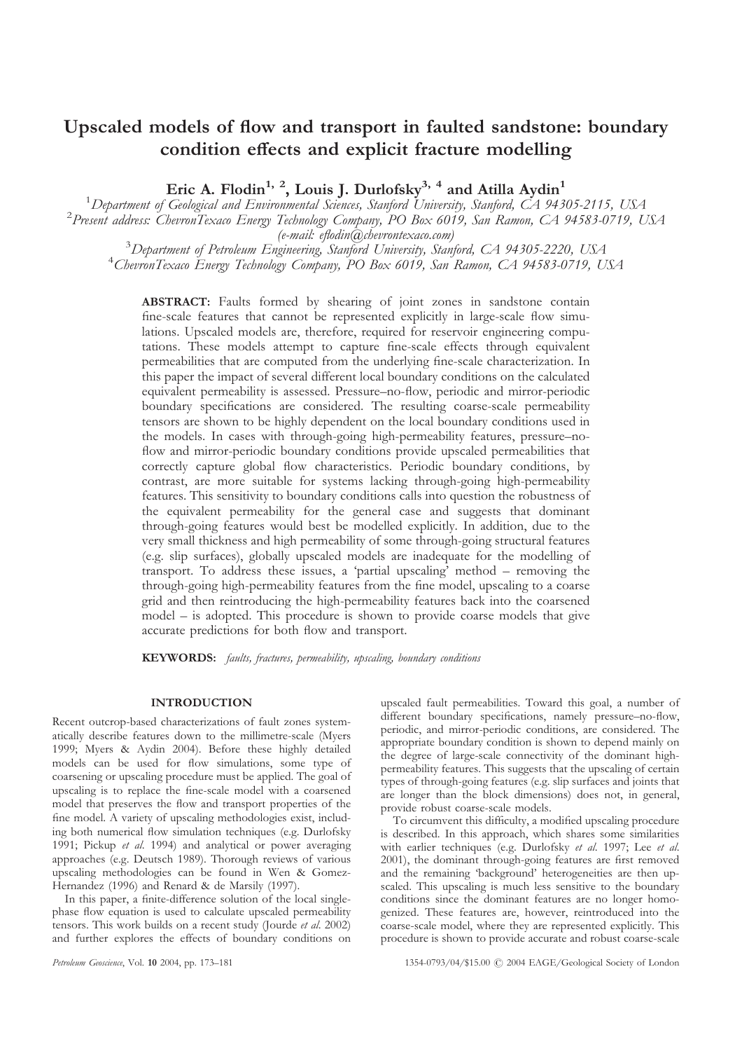# Upscaled models of flow and transport in faulted sandstone: boundary condition effects and explicit fracture modelling

**Eric A. Flodin[1, 2], Louis J. Durlofsky[3, 4] and Atilla Aydin[1]**

[1]*Department of Geological and Environmental Sciences, Stanford University, Stanford, CA 94305-2115, USA*
[2]*Present address: ChevronTexaco Energy Technology Company, PO Box 6019, San Ramon, CA 94583-0719, USA (e-mail: eflodin@chevrontexaco.com)*
[3]*Department of Petroleum Engineering, Stanford University, Stanford, CA 94305-2220, USA*
[4]*ChevronTexaco Energy Technology Company, PO Box 6019, San Ramon, CA 94583-0719, USA*

**ABSTRACT:** Faults formed by shearing of joint zones in sandstone contain fine-scale features that cannot be represented explicitly in large-scale flow simulations. Upscaled models are, therefore, required for reservoir engineering computations. These models attempt to capture fine-scale effects through equivalent permeabilities that are computed from the underlying fine-scale characterization. In this paper the impact of several different local boundary conditions on the calculated equivalent permeability is assessed. Pressure–no-flow, periodic and mirror-periodic boundary specifications are considered. The resulting coarse-scale permeability tensors are shown to be highly dependent on the local boundary conditions used in the models. In cases with through-going high-permeability features, pressure–no-flow and mirror-periodic boundary conditions provide upscaled permeabilities that correctly capture global flow characteristics. Periodic boundary conditions, by contrast, are more suitable for systems lacking through-going high-permeability features. This sensitivity to boundary conditions calls into question the robustness of the equivalent permeability for the general case and suggests that dominant through-going features would best be modelled explicitly. In addition, due to the very small thickness and high permeability of some through-going structural features (e.g. slip surfaces), globally upscaled models are inadequate for the modelling of transport. To address these issues, a 'partial upscaling' method – removing the through-going high-permeability features from the fine model, upscaling to a coarse grid and then reintroducing the high-permeability features back into the coarsened model – is adopted. This procedure is shown to provide coarse models that give accurate predictions for both flow and transport.

**KEYWORDS:** *faults, fractures, permeability, upscaling, boundary conditions*

## INTRODUCTION

Recent outcrop-based characterizations of fault zones systematically describe features down to the millimetre-scale (Myers 1999; Myers & Aydin 2004). Before these highly detailed models can be used for flow simulations, some type of coarsening or upscaling procedure must be applied. The goal of upscaling is to replace the fine-scale model with a coarsened model that preserves the flow and transport properties of the fine model. A variety of upscaling methodologies exist, including both numerical flow simulation techniques (e.g. Durlofsky 1991; Pickup *et al.* 1994) and analytical or power averaging approaches (e.g. Deutsch 1989). Thorough reviews of various upscaling methodologies can be found in Wen & Gomez-Hernandez (1996) and Renard & de Marsily (1997).

In this paper, a finite-difference solution of the local single-phase flow equation is used to calculate upscaled permeability tensors. This work builds on a recent study (Jourde *et al.* 2002) and further explores the effects of boundary conditions on upscaled fault permeabilities. Toward this goal, a number of different boundary specifications, namely pressure–no-flow, periodic, and mirror-periodic conditions, are considered. The appropriate boundary condition is shown to depend mainly on the degree of large-scale connectivity of the dominant high-permeability features. This suggests that the upscaling of certain types of through-going features (e.g. slip surfaces and joints that are longer than the block dimensions) does not, in general, provide robust coarse-scale models.

To circumvent this difficulty, a modified upscaling procedure is described. In this approach, which shares some similarities with earlier techniques (e.g. Durlofsky *et al.* 1997; Lee *et al.* 2001), the dominant through-going features are first removed and the remaining 'background' heterogeneities are then upscaled. This upscaling is much less sensitive to the boundary conditions since the dominant features are no longer homogenized. These features are, however, reintroduced into the coarse-scale model, where they are represented explicitly. This procedure is shown to provide accurate and robust coarse-scale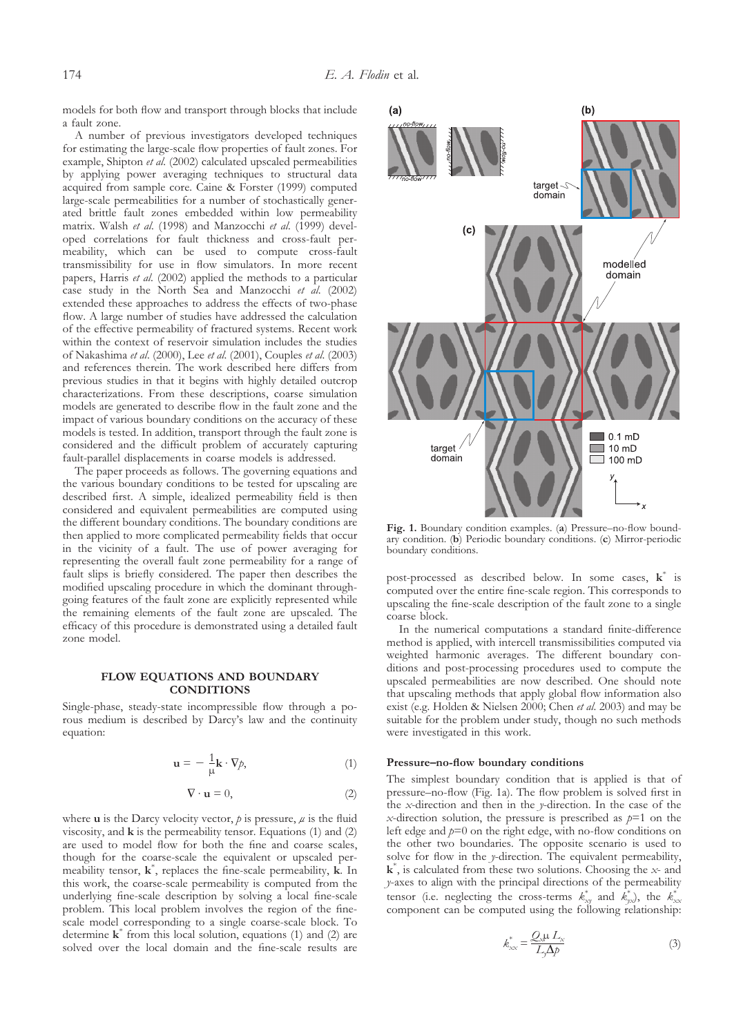models for both flow and transport through blocks that include a fault zone.

A number of previous investigators developed techniques for estimating the large-scale flow properties of fault zones. For example, Shipton *et al.* (2002) calculated upscaled permeabilities by applying power averaging techniques to structural data acquired from sample core. Caine & Forster (1999) computed large-scale permeabilities for a number of stochastically generated brittle fault zones embedded within low permeability matrix. Walsh *et al.* (1998) and Manzocchi *et al.* (1999) developed correlations for fault thickness and cross-fault permeability, which can be used to compute cross-fault transmissibility for use in flow simulators. In more recent papers, Harris *et al.* (2002) applied the methods to a particular case study in the North Sea and Manzocchi *et al.* (2002) extended these approaches to address the effects of two-phase flow. A large number of studies have addressed the calculation of the effective permeability of fractured systems. Recent work within the context of reservoir simulation includes the studies of Nakashima *et al.* (2000), Lee *et al.* (2001), Couples *et al.* (2003) and references therein. The work described here differs from previous studies in that it begins with highly detailed outcrop characterizations. From these descriptions, coarse simulation models are generated to describe flow in the fault zone and the impact of various boundary conditions on the accuracy of these models is tested. In addition, transport through the fault zone is considered and the difficult problem of accurately capturing fault-parallel displacements in coarse models is addressed.

The paper proceeds as follows. The governing equations and the various boundary conditions to be tested for upscaling are described first. A simple, idealized permeability field is then considered and equivalent permeabilities are computed using the different boundary conditions. The boundary conditions are then applied to more complicated permeability fields that occur in the vicinity of a fault. The use of power averaging for representing the overall fault zone permeability for a range of fault slips is briefly considered. The paper then describes the modified upscaling procedure in which the dominant through-going features of the fault zone are explicitly represented while the remaining elements of the fault zone are upscaled. The efficacy of this procedure is demonstrated using a detailed fault zone model.

## FLOW EQUATIONS AND BOUNDARY CONDITIONS

Single-phase, steady-state incompressible flow through a porous medium is described by Darcy's law and the continuity equation:

$$\mathbf{u} = -\frac{1}{\mu}\mathbf{k} \cdot \nabla p, \tag{1}$$

$$\nabla \cdot \mathbf{u} = 0, \tag{2}$$

where $\mathbf{u}$ is the Darcy velocity vector, $p$ is pressure, $\mu$ is the fluid viscosity, and $\mathbf{k}$ is the permeability tensor. Equations (1) and (2) are used to model flow for both the fine and coarse scales, though for the coarse-scale the equivalent or upscaled permeability tensor, $\mathbf{k}^*$, replaces the fine-scale permeability, $\mathbf{k}$. In this work, the coarse-scale permeability is computed from the underlying fine-scale description by solving a local fine-scale problem. This local problem involves the region of the fine-scale model corresponding to a single coarse-scale block. To determine $\mathbf{k}^*$ from this local solution, equations (1) and (2) are solved over the local domain and the fine-scale results are post-processed as described below. In some cases, $\mathbf{k}^*$ is computed over the entire fine-scale region. This corresponds to upscaling the fine-scale description of the fault zone to a single coarse block.

In the numerical computations a standard finite-difference method is applied, with intercell transmissibilities computed via weighted harmonic averages. The different boundary conditions and post-processing procedures used to compute the upscaled permeabilities are now described. One should note that upscaling methods that apply global flow information also exist (e.g. Holden & Nielsen 2000; Chen *et al.* 2003) and may be suitable for the problem under study, though no such methods were investigated in this work.

**Fig. 1.** Boundary condition examples. (**a**) Pressure–no-flow boundary condition. (**b**) Periodic boundary conditions. (**c**) Mirror-periodic boundary conditions.

### Pressure–no-flow boundary conditions

The simplest boundary condition that is applied is that of pressure–no-flow (Fig. 1a). The flow problem is solved first in the $x$-direction and then in the $y$-direction. In the case of the $x$-direction solution, the pressure is prescribed as $p$=1 on the left edge and $p$=0 on the right edge, with no-flow conditions on the other two boundaries. The opposite scenario is used to solve for flow in the $y$-direction. The equivalent permeability, $\mathbf{k}^*$, is calculated from these two solutions. Choosing the $x$- and $y$-axes to align with the principal directions of the permeability tensor (i.e. neglecting the cross-terms $k^*_{xy}$ and $k^*_{yx}$), the $k^*_{xx}$ component can be computed using the following relationship:

$$k^*_{xx} = \frac{Q_x \mu L_x}{L_y \Delta p} \tag{3}$$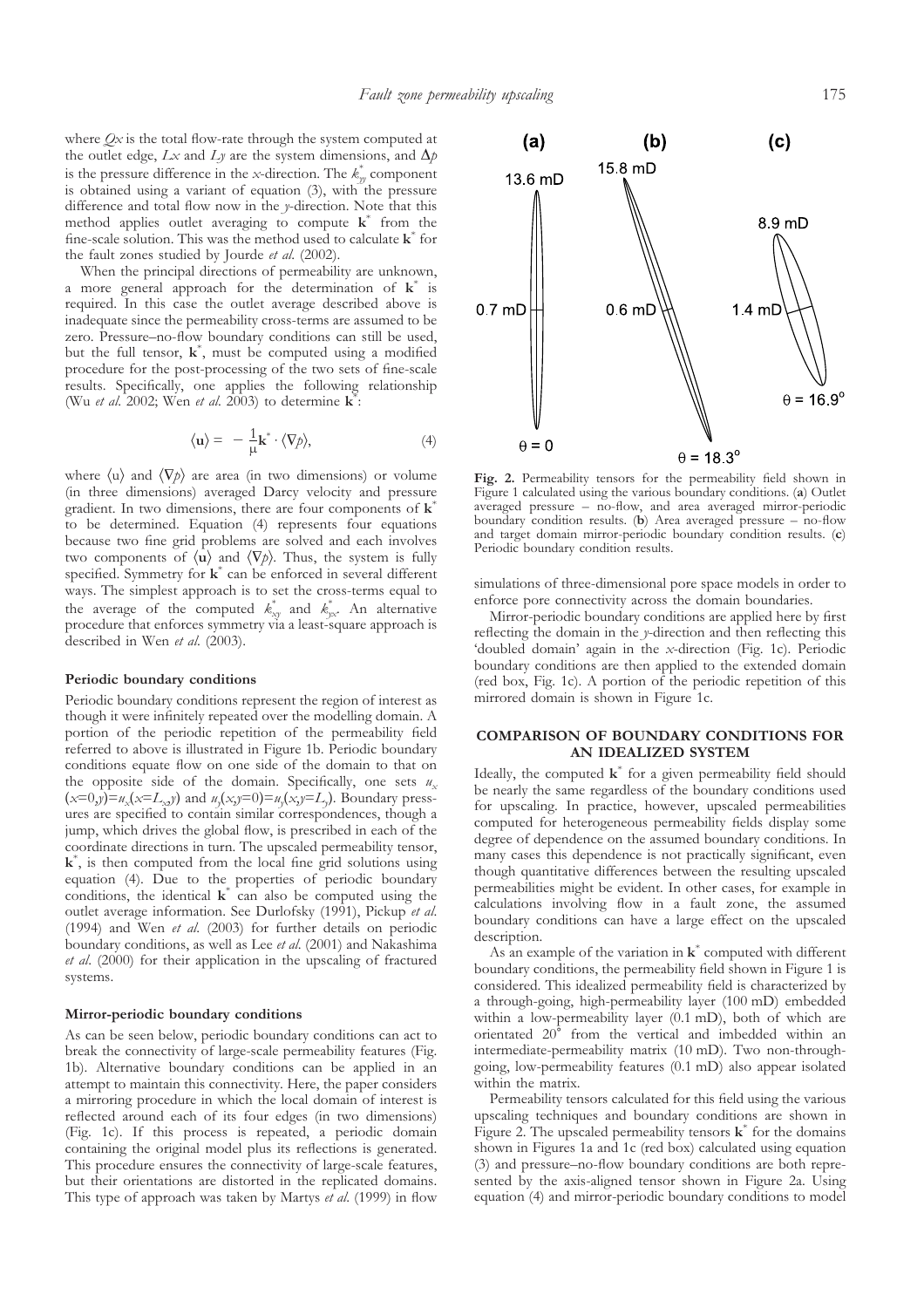where $Qx$ is the total flow-rate through the system computed at the outlet edge, $Lx$ and $Ly$ are the system dimensions, and $\Delta p$ is the pressure difference in the $x$-direction. The $k^*_{yy}$ component is obtained using a variant of equation (3), with the pressure difference and total flow now in the $y$-direction. Note that this method applies outlet averaging to compute $\mathbf{k}^*$ from the fine-scale solution. This was the method used to calculate $\mathbf{k}^*$ for the fault zones studied by Jourde *et al.* (2002).

When the principal directions of permeability are unknown, a more general approach for the determination of $\mathbf{k}^*$ is required. In this case the outlet average described above is inadequate since the permeability cross-terms are assumed to be zero. Pressure–no-flow boundary conditions can still be used, but the full tensor, $\mathbf{k}^*$, must be computed using a modified procedure for the post-processing of the two sets of fine-scale results. Specifically, one applies the following relationship (Wu *et al.* 2002; Wen *et al.* 2003) to determine $\mathbf{k}^*$:

$$\langle \mathbf{u} \rangle = -\frac{1}{\mu}\mathbf{k}^* \cdot \langle \nabla p \rangle, \tag{4}$$

where $\langle \mathrm{u} \rangle$ and $\langle \nabla p \rangle$ are area (in two dimensions) or volume (in three dimensions) averaged Darcy velocity and pressure gradient. In two dimensions, there are four components of $\mathbf{k}^*$ to be determined. Equation (4) represents four equations because two fine grid problems are solved and each involves two components of $\langle \mathbf{u} \rangle$ and $\langle \nabla p \rangle$. Thus, the system is fully specified. Symmetry for $\mathbf{k}^*$ can be enforced in several different ways. The simplest approach is to set the cross-terms equal to the average of the computed $k^*_{xy}$ and $k^*_{yx}$. An alternative procedure that enforces symmetry via a least-square approach is described in Wen *et al.* (2003).

#### Periodic boundary conditions

Periodic boundary conditions represent the region of interest as though it were infinitely repeated over the modelling domain. A portion of the periodic repetition of the permeability field referred to above is illustrated in Figure 1b. Periodic boundary conditions equate flow on one side of the domain to that on the opposite side of the domain. Specifically, one sets $u_x(x=0,y)=u_x(x=L_x,y)$ and $u_y(x,y=0)=u_y(x,y=L_y)$. Boundary pressures are specified to contain similar correspondences, though a jump, which drives the global flow, is prescribed in each of the coordinate directions in turn. The upscaled permeability tensor, $\mathbf{k}^*$, is then computed from the local fine grid solutions using equation (4). Due to the properties of periodic boundary conditions, the identical $\mathbf{k}^*$ can also be computed using the outlet average information. See Durlofsky (1991), Pickup *et al.* (1994) and Wen *et al.* (2003) for further details on periodic boundary conditions, as well as Lee *et al.* (2001) and Nakashima *et al.* (2000) for their application in the upscaling of fractured systems.

#### Mirror-periodic boundary conditions

As can be seen below, periodic boundary conditions can act to break the connectivity of large-scale permeability features (Fig. 1b). Alternative boundary conditions can be applied in an attempt to maintain this connectivity. Here, the paper considers a mirroring procedure in which the local domain of interest is reflected around each of its four edges (in two dimensions) (Fig. 1c). If this process is repeated, a periodic domain containing the original model plus its reflections is generated. This procedure ensures the connectivity of large-scale features, but their orientations are distorted in the replicated domains. This type of approach was taken by Martys *et al.* (1999) in flow simulations of three-dimensional pore space models in order to enforce pore connectivity across the domain boundaries.

Mirror-periodic boundary conditions are applied here by first reflecting the domain in the $y$-direction and then reflecting this 'doubled domain' again in the $x$-direction (Fig. 1c). Periodic boundary conditions are then applied to the extended domain (red box, Fig. 1c). A portion of the periodic repetition of this mirrored domain is shown in Figure 1c.

**Fig. 2.** Permeability tensors for the permeability field shown in Figure 1 calculated using the various boundary conditions. (**a**) Outlet averaged pressure – no-flow, and area averaged mirror-periodic boundary condition results. (**b**) Area averaged pressure – no-flow and target domain mirror-periodic boundary condition results. (**c**) Periodic boundary condition results.

## COMPARISON OF BOUNDARY CONDITIONS FOR AN IDEALIZED SYSTEM

Ideally, the computed $\mathbf{k}^*$ for a given permeability field should be nearly the same regardless of the boundary conditions used for upscaling. In practice, however, upscaled permeabilities computed for heterogeneous permeability fields display some degree of dependence on the assumed boundary conditions. In many cases this dependence is not practically significant, even though quantitative differences between the resulting upscaled permeabilities might be evident. In other cases, for example in calculations involving flow in a fault zone, the assumed boundary conditions can have a large effect on the upscaled description.

As an example of the variation in $\mathbf{k}^*$ computed with different boundary conditions, the permeability field shown in Figure 1 is considered. This idealized permeability field is characterized by a through-going, high-permeability layer (100 mD) embedded within a low-permeability layer (0.1 mD), both of which are orientated 20° from the vertical and imbedded within an intermediate-permeability matrix (10 mD). Two non-through-going, low-permeability features (0.1 mD) also appear isolated within the matrix.

Permeability tensors calculated for this field using the various upscaling techniques and boundary conditions are shown in Figure 2. The upscaled permeability tensors $\mathbf{k}^*$ for the domains shown in Figures 1a and 1c (red box) calculated using equation (3) and pressure–no-flow boundary conditions are both represented by the axis-aligned tensor shown in Figure 2a. Using equation (4) and mirror-periodic boundary conditions to model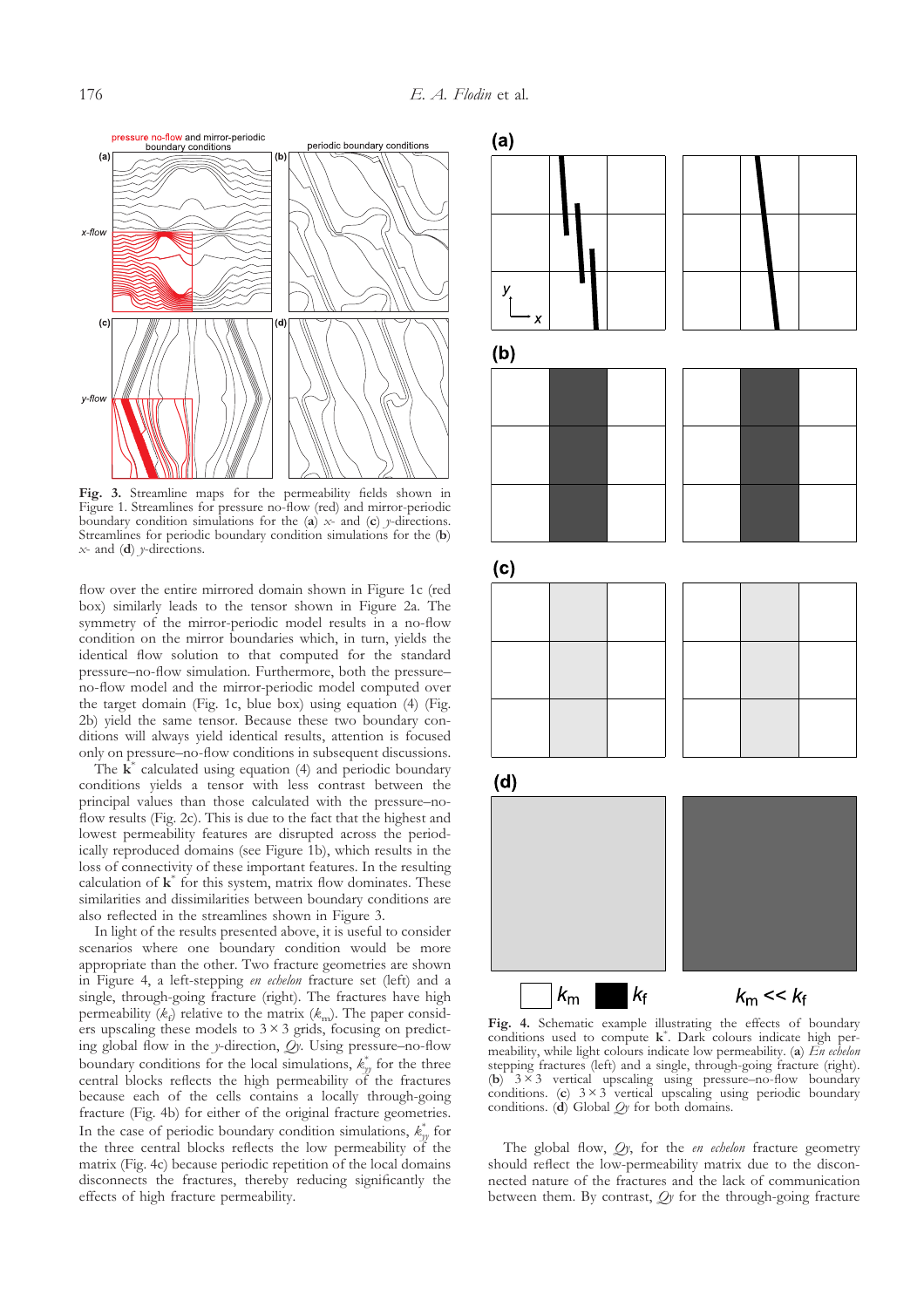**Fig. 3.** Streamline maps for the permeability fields shown in Figure 1. Streamlines for pressure no-flow (red) and mirror-periodic boundary condition simulations for the (**a**) *x*- and (**c**) *y*-directions. Streamlines for periodic boundary condition simulations for the (**b**) *x*- and (**d**) *y*-directions.

flow over the entire mirrored domain shown in Figure 1c (red box) similarly leads to the tensor shown in Figure 2a. The symmetry of the mirror-periodic model results in a no-flow condition on the mirror boundaries which, in turn, yields the identical flow solution to that computed for the standard pressure–no-flow simulation. Furthermore, both the pressure–no-flow model and the mirror-periodic model computed over the target domain (Fig. 1c, blue box) using equation (4) (Fig. 2b) yield the same tensor. Because these two boundary conditions will always yield identical results, attention is focused only on pressure–no-flow conditions in subsequent discussions.

The $\mathbf{k}^*$ calculated using equation (4) and periodic boundary conditions yields a tensor with less contrast between the principal values than those calculated with the pressure–no-flow results (Fig. 2c). This is due to the fact that the highest and lowest permeability features are disrupted across the periodically reproduced domains (see Figure 1b), which results in the loss of connectivity of these important features. In the resulting calculation of $\mathbf{k}^*$ for this system, matrix flow dominates. These similarities and dissimilarities between boundary conditions are also reflected in the streamlines shown in Figure 3.

In light of the results presented above, it is useful to consider scenarios where one boundary condition would be more appropriate than the other. Two fracture geometries are shown in Figure 4, a left-stepping *en echelon* fracture set (left) and a single, through-going fracture (right). The fractures have high permeability ($k_f$) relative to the matrix ($k_m$). The paper considers upscaling these models to $3 \times 3$ grids, focusing on predicting global flow in the *y*-direction, $Qy$. Using pressure–no-flow boundary conditions for the local simulations, $k^*_{yy}$ for the three central blocks reflects the high permeability of the fractures because each of the cells contains a locally through-going fracture (Fig. 4b) for either of the original fracture geometries. In the case of periodic boundary condition simulations, $k^*_{yy}$ for the three central blocks reflects the low permeability of the matrix (Fig. 4c) because periodic repetition of the local domains disconnects the fractures, thereby reducing significantly the effects of high fracture permeability.

**Fig. 4.** Schematic example illustrating the effects of boundary conditions used to compute $\mathbf{k}^*$. Dark colours indicate high permeability, while light colours indicate low permeability. (**a**) *En echelon* stepping fractures (left) and a single, through-going fracture (right). (**b**) $3 \times 3$ vertical upscaling using pressure–no-flow boundary conditions. (**c**) $3 \times 3$ vertical upscaling using periodic boundary conditions. (**d**) Global $Qy$ for both domains.

The global flow, $Qy$, for the *en echelon* fracture geometry should reflect the low-permeability matrix due to the disconnected nature of the fractures and the lack of communication between them. By contrast, $Qy$ for the through-going fracture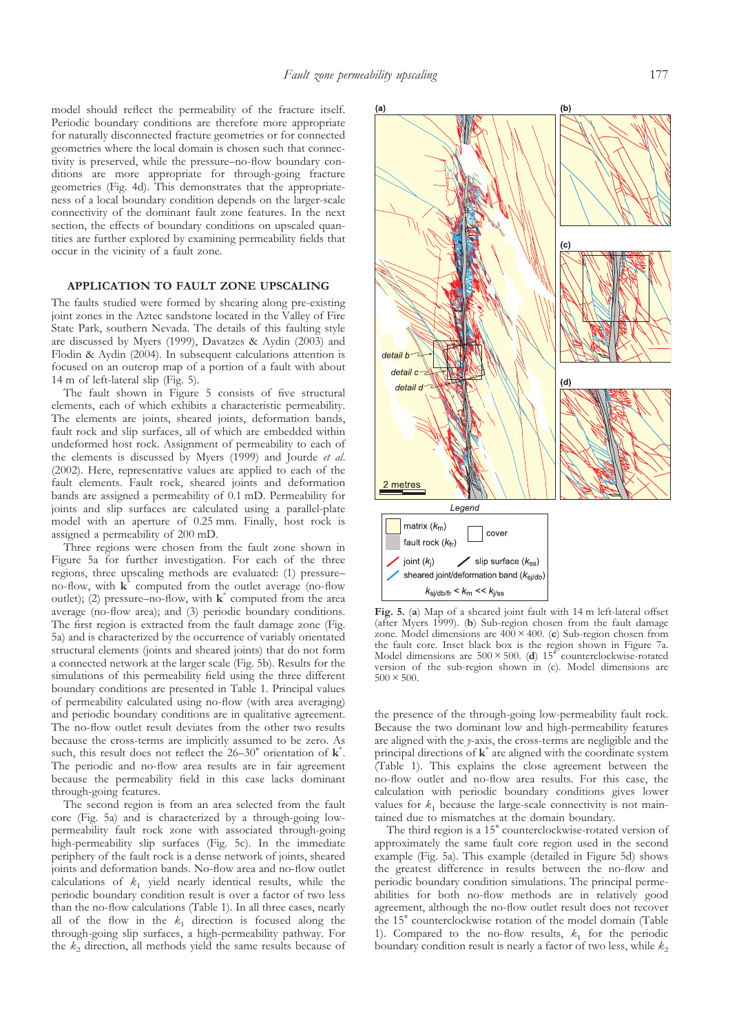model should reflect the permeability of the fracture itself. Periodic boundary conditions are therefore more appropriate for naturally disconnected fracture geometries or for connected geometries where the local domain is chosen such that connectivity is preserved, while the pressure–no-flow boundary conditions are more appropriate for through-going fracture geometries (Fig. 4d). This demonstrates that the appropriateness of a local boundary condition depends on the larger-scale connectivity of the dominant fault zone features. In the next section, the effects of boundary conditions on upscaled quantities are further explored by examining permeability fields that occur in the vicinity of a fault zone.

## APPLICATION TO FAULT ZONE UPSCALING

The faults studied were formed by shearing along pre-existing joint zones in the Aztec sandstone located in the Valley of Fire State Park, southern Nevada. The details of this faulting style are discussed by Myers (1999), Davatzes & Aydin (2003) and Flodin & Aydin (2004). In subsequent calculations attention is focused on an outcrop map of a portion of a fault with about 14 m of left-lateral slip (Fig. 5).

The fault shown in Figure 5 consists of five structural elements, each of which exhibits a characteristic permeability. The elements are joints, sheared joints, deformation bands, fault rock and slip surfaces, all of which are embedded within undeformed host rock. Assignment of permeability to each of the elements is discussed by Myers (1999) and Jourde *et al.* (2002). Here, representative values are applied to each of the fault elements. Fault rock, sheared joints and deformation bands are assigned a permeability of 0.1 mD. Permeability for joints and slip surfaces are calculated using a parallel-plate model with an aperture of 0.25 mm. Finally, host rock is assigned a permeability of 200 mD.

Three regions were chosen from the fault zone shown in Figure 5a for further investigation. For each of the three regions, three upscaling methods are evaluated: (1) pressure–no-flow, with $\mathbf{k}^*$ computed from the outlet average (no-flow outlet); (2) pressure–no-flow, with $\mathbf{k}^*$ computed from the area average (no-flow area); and (3) periodic boundary conditions. The first region is extracted from the fault damage zone (Fig. 5a) and is characterized by the occurrence of variably orientated structural elements (joints and sheared joints) that do not form a connected network at the larger scale (Fig. 5b). Results for the simulations of this permeability field using the three different boundary conditions are presented in Table 1. Principal values of permeability calculated using no-flow (with area averaging) and periodic boundary conditions are in qualitative agreement. The no-flow outlet result deviates from the other two results because the cross-terms are implicitly assumed to be zero. As such, this result does not reflect the 26–30° orientation of $\mathbf{k}^*$. The periodic and no-flow area results are in fair agreement because the permeability field in this case lacks dominant through-going features.

The second region is from an area selected from the fault core (Fig. 5a) and is characterized by a through-going low-permeability fault rock zone with associated through-going high-permeability slip surfaces (Fig. 5c). In the immediate periphery of the fault rock is a dense network of joints, sheared joints and deformation bands. No-flow area and no-flow outlet calculations of $k_1$ yield nearly identical results, while the periodic boundary condition result is over a factor of two less than the no-flow calculations (Table 1). In all three cases, nearly all of the flow in the $k_1$ direction is focused along the through-going slip surfaces, a high-permeability pathway. For the $k_2$ direction, all methods yield the same results because of the presence of the through-going low-permeability fault rock. Because the two dominant low and high-permeability features are aligned with the $y$-axis, the cross-terms are negligible and the principal directions of $\mathbf{k}^*$ are aligned with the coordinate system (Table 1). This explains the close agreement between the no-flow outlet and no-flow area results. For this case, the calculation with periodic boundary conditions gives lower values for $k_1$ because the large-scale connectivity is not maintained due to mismatches at the domain boundary.

The third region is a 15° counterclockwise-rotated version of approximately the same fault core region used in the second example (Fig. 5a). This example (detailed in Figure 5d) shows the greatest difference in results between the no-flow and periodic boundary condition simulations. The principal permeabilities for both no-flow methods are in relatively good agreement, although the no-flow outlet result does not recover the 15° counterclockwise rotation of the model domain (Table 1). Compared to the no-flow results, $k_1$ for the periodic boundary condition result is nearly a factor of two less, while $k_2$

**Fig. 5.** (**a**) Map of a sheared joint fault with 14 m left-lateral offset (after Myers 1999). (**b**) Sub-region chosen from the fault damage zone. Model dimensions are 400 × 400. (**c**) Sub-region chosen from the fault core. Inset black box is the region shown in Figure 7a. Model dimensions are 500 × 500. (**d**) 15° counterclockwise-rotated version of the sub-region shown in (c). Model dimensions are 500 × 500.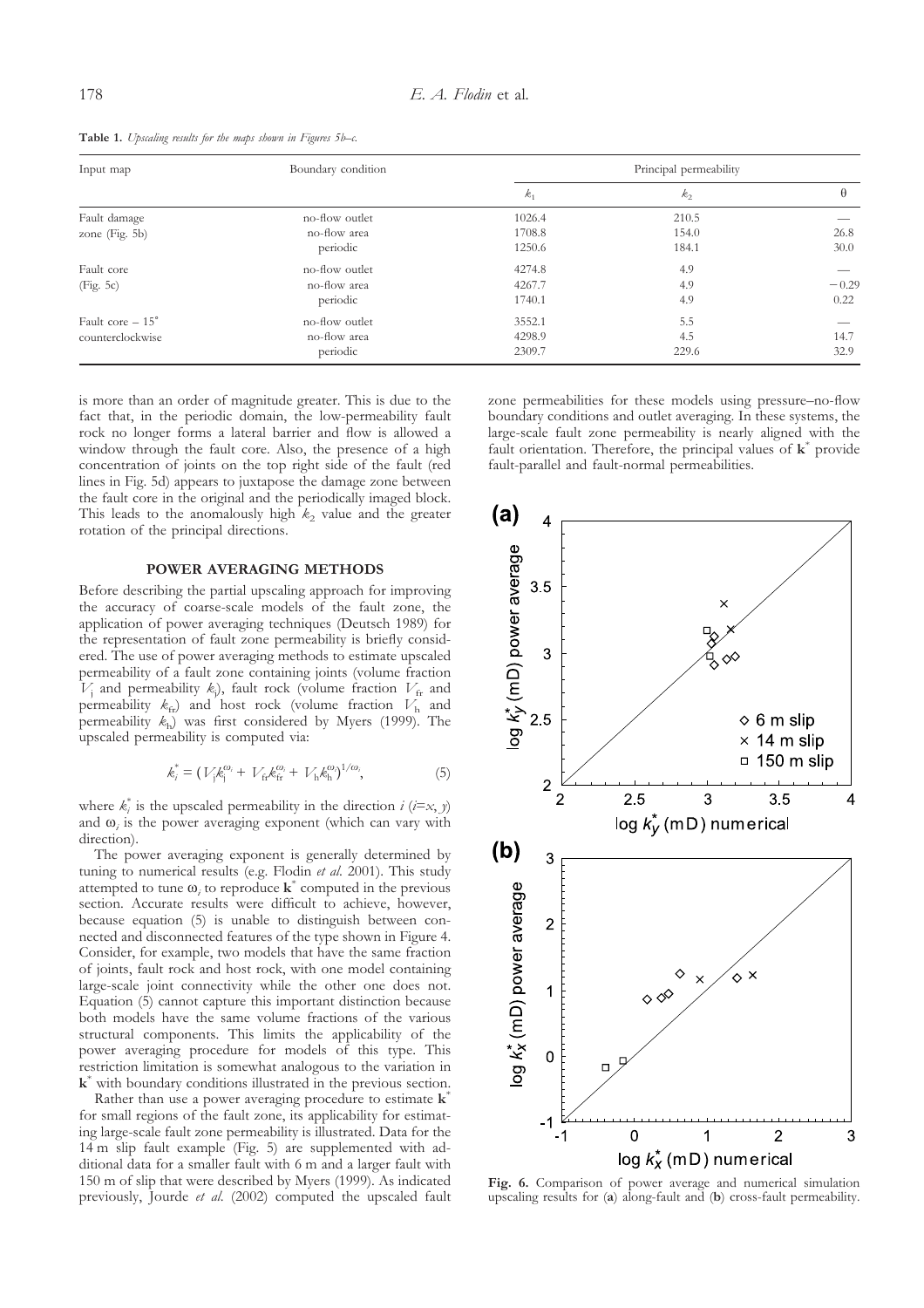**Table 1.** *Upscaling results for the maps shown in Figures 5b–c.*

| Input map | Boundary condition | Principal permeability | | |
|---|---|---|---|---|
| | | $k_1$ | $k_2$ | $\theta$ |
| Fault damage zone (Fig. 5b) | no-flow outlet | 1026.4 | 210.5 | — |
| | no-flow area | 1708.8 | 154.0 | 26.8 |
| | periodic | 1250.6 | 184.1 | 30.0 |
| Fault core (Fig. 5c) | no-flow outlet | 4274.8 | 4.9 | — |
| | no-flow area | 4267.7 | 4.9 | −0.29 |
| | periodic | 1740.1 | 4.9 | 0.22 |
| Fault core – 15° counterclockwise | no-flow outlet | 3552.1 | 5.5 | — |
| | no-flow area | 4298.9 | 4.5 | 14.7 |
| | periodic | 2309.7 | 229.6 | 32.9 |

is more than an order of magnitude greater. This is due to the fact that, in the periodic domain, the low-permeability fault rock no longer forms a lateral barrier and flow is allowed a window through the fault core. Also, the presence of a high concentration of joints on the top right side of the fault (red lines in Fig. 5d) appears to juxtapose the damage zone between the fault core in the original and the periodically imaged block. This leads to the anomalously high $k_2$ value and the greater rotation of the principal directions.

## POWER AVERAGING METHODS

Before describing the partial upscaling approach for improving the accuracy of coarse-scale models of the fault zone, the application of power averaging techniques (Deutsch 1989) for the representation of fault zone permeability is briefly considered. The use of power averaging methods to estimate upscaled permeability of a fault zone containing joints (volume fraction $V_j$ and permeability $k_j$), fault rock (volume fraction $V_{fr}$ and permeability $k_{fr}$) and host rock (volume fraction $V_h$ and permeability $k_h$) was first considered by Myers (1999). The upscaled permeability is computed via:

$$k_i^* = (V_j k_j^{\omega_i} + V_{fr} k_{fr}^{\omega_i} + V_h k_h^{\omega_i})^{1/\omega_i}, \tag{5}$$

where $k_i^*$ is the upscaled permeability in the direction $i$ ($i$=$x$, $y$) and $\omega_i$ is the power averaging exponent (which can vary with direction).

The power averaging exponent is generally determined by tuning to numerical results (e.g. Flodin *et al.* 2001). This study attempted to tune $\omega_i$ to reproduce $\mathbf{k}^*$ computed in the previous section. Accurate results were difficult to achieve, however, because equation (5) is unable to distinguish between connected and disconnected features of the type shown in Figure 4. Consider, for example, two models that have the same fraction of joints, fault rock and host rock, with one model containing large-scale joint connectivity while the other one does not. Equation (5) cannot capture this important distinction because both models have the same volume fractions of the various structural components. This limits the applicability of the power averaging procedure for models of this type. This restriction limitation is somewhat analogous to the variation in $\mathbf{k}^*$ with boundary conditions illustrated in the previous section.

Rather than use a power averaging procedure to estimate $\mathbf{k}^*$ for small regions of the fault zone, its applicability for estimating large-scale fault zone permeability is illustrated. Data for the 14 m slip fault example (Fig. 5) are supplemented with additional data for a smaller fault with 6 m and a larger fault with 150 m of slip that were described by Myers (1999). As indicated previously, Jourde *et al.* (2002) computed the upscaled fault zone permeabilities for these models using pressure–no-flow boundary conditions and outlet averaging. In these systems, the large-scale fault zone permeability is nearly aligned with the fault orientation. Therefore, the principal values of $\mathbf{k}^*$ provide fault-parallel and fault-normal permeabilities.

**Fig. 6.** Comparison of power average and numerical simulation upscaling results for (**a**) along-fault and (**b**) cross-fault permeability.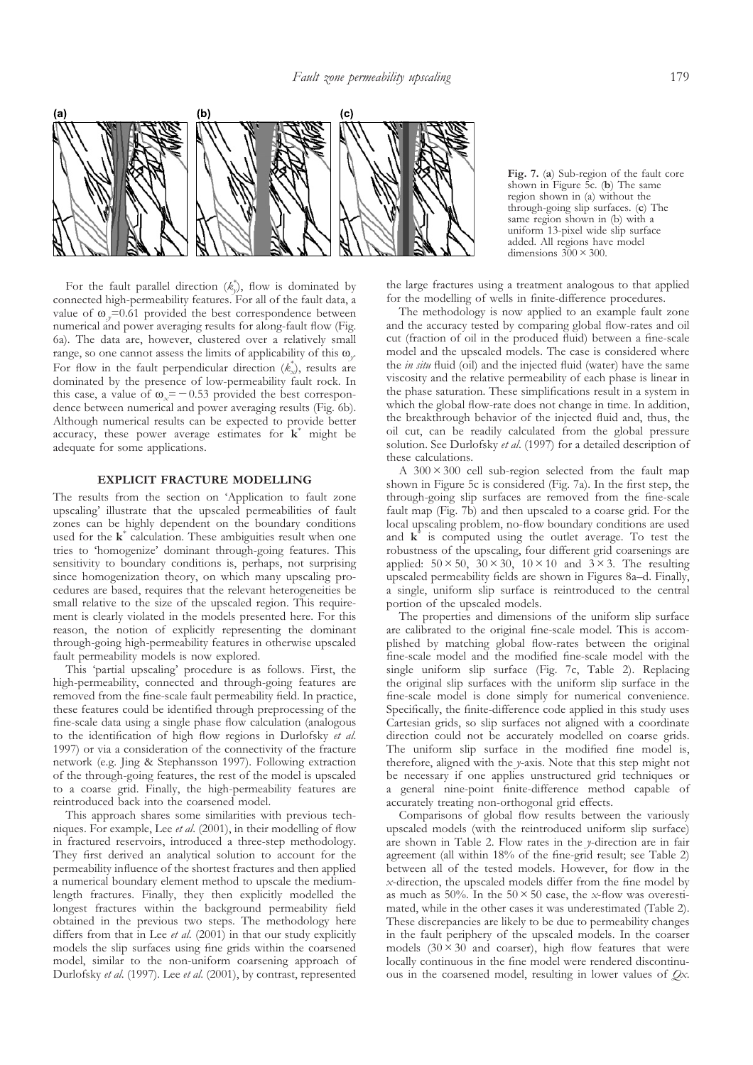**Fig. 7.** (**a**) Sub-region of the fault core shown in Figure 5c. (**b**) The same region shown in (a) without the through-going slip surfaces. (**c**) The same region shown in (b) with a uniform 13-pixel wide slip surface added. All regions have model dimensions 300 × 300.

For the fault parallel direction ($k_y^*$), flow is dominated by connected high-permeability features. For all of the fault data, a value of $\omega_y$=0.61 provided the best correspondence between numerical and power averaging results for along-fault flow (Fig. 6a). The data are, however, clustered over a relatively small range, so one cannot assess the limits of applicability of this $\omega_y$. For flow in the fault perpendicular direction ($k_x^*$), results are dominated by the presence of low-permeability fault rock. In this case, a value of $\omega_x = -0.53$ provided the best correspondence between numerical and power averaging results (Fig. 6b). Although numerical results can be expected to provide better accuracy, these power average estimates for $\mathbf{k}^*$ might be adequate for some applications.

## EXPLICIT FRACTURE MODELLING

The results from the section on 'Application to fault zone upscaling' illustrate that the upscaled permeabilities of fault zones can be highly dependent on the boundary conditions used for the $\mathbf{k}^*$ calculation. These ambiguities result when one tries to 'homogenize' dominant through-going features. This sensitivity to boundary conditions is, perhaps, not surprising since homogenization theory, on which many upscaling procedures are based, requires that the relevant heterogeneities be small relative to the size of the upscaled region. This requirement is clearly violated in the models presented here. For this reason, the notion of explicitly representing the dominant through-going high-permeability features in otherwise upscaled fault permeability models is now explored.

This 'partial upscaling' procedure is as follows. First, the high-permeability, connected and through-going features are removed from the fine-scale fault permeability field. In practice, these features could be identified through preprocessing of the fine-scale data using a single phase flow calculation (analogous to the identification of high flow regions in Durlofsky *et al.* 1997) or via a consideration of the connectivity of the fracture network (e.g. Jing & Stephansson 1997). Following extraction of the through-going features, the rest of the model is upscaled to a coarse grid. Finally, the high-permeability features are reintroduced back into the coarsened model.

This approach shares some similarities with previous techniques. For example, Lee *et al.* (2001), in their modelling of flow in fractured reservoirs, introduced a three-step methodology. They first derived an analytical solution to account for the permeability influence of the shortest fractures and then applied a numerical boundary element method to upscale the medium-length fractures. Finally, they then explicitly modelled the longest fractures within the background permeability field obtained in the previous two steps. The methodology here differs from that in Lee *et al.* (2001) in that our study explicitly models the slip surfaces using fine grids within the coarsened model, similar to the non-uniform coarsening approach of Durlofsky *et al.* (1997). Lee *et al.* (2001), by contrast, represented the large fractures using a treatment analogous to that applied for the modelling of wells in finite-difference procedures.

The methodology is now applied to an example fault zone and the accuracy tested by comparing global flow-rates and oil cut (fraction of oil in the produced fluid) between a fine-scale model and the upscaled models. The case is considered where the *in situ* fluid (oil) and the injected fluid (water) have the same viscosity and the relative permeability of each phase is linear in the phase saturation. These simplifications result in a system in which the global flow-rate does not change in time. In addition, the breakthrough behavior of the injected fluid and, thus, the oil cut, can be readily calculated from the global pressure solution. See Durlofsky *et al.* (1997) for a detailed description of these calculations.

A 300 × 300 cell sub-region selected from the fault map shown in Figure 5c is considered (Fig. 7a). In the first step, the through-going slip surfaces are removed from the fine-scale fault map (Fig. 7b) and then upscaled to a coarse grid. For the local upscaling problem, no-flow boundary conditions are used and $\mathbf{k}^*$ is computed using the outlet average. To test the robustness of the upscaling, four different grid coarsenings are applied: 50 × 50, 30 × 30, 10 × 10 and 3 × 3. The resulting upscaled permeability fields are shown in Figures 8a–d. Finally, a single, uniform slip surface is reintroduced to the central portion of the upscaled models.

The properties and dimensions of the uniform slip surface are calibrated to the original fine-scale model. This is accomplished by matching global flow-rates between the original fine-scale model and the modified fine-scale model with the single uniform slip surface (Fig. 7c, Table 2). Replacing the original slip surfaces with the uniform slip surface in the fine-scale model is done simply for numerical convenience. Specifically, the finite-difference code applied in this study uses Cartesian grids, so slip surfaces not aligned with a coordinate direction could not be accurately modelled on coarse grids. The uniform slip surface in the modified fine model is, therefore, aligned with the *y*-axis. Note that this step might not be necessary if one applies unstructured grid techniques or a general nine-point finite-difference method capable of accurately treating non-orthogonal grid effects.

Comparisons of global flow results between the variously upscaled models (with the reintroduced uniform slip surface) are shown in Table 2. Flow rates in the *y*-direction are in fair agreement (all within 18% of the fine-grid result; see Table 2) between all of the tested models. However, for flow in the *x*-direction, the upscaled models differ from the fine model by as much as 50%. In the 50 × 50 case, the *x*-flow was overestimated, while in the other cases it was underestimated (Table 2). These discrepancies are likely to be due to permeability changes in the fault periphery of the upscaled models. In the coarser models (30 × 30 and coarser), high flow features that were locally continuous in the fine model were rendered discontinuous in the coarsened model, resulting in lower values of $Qx$.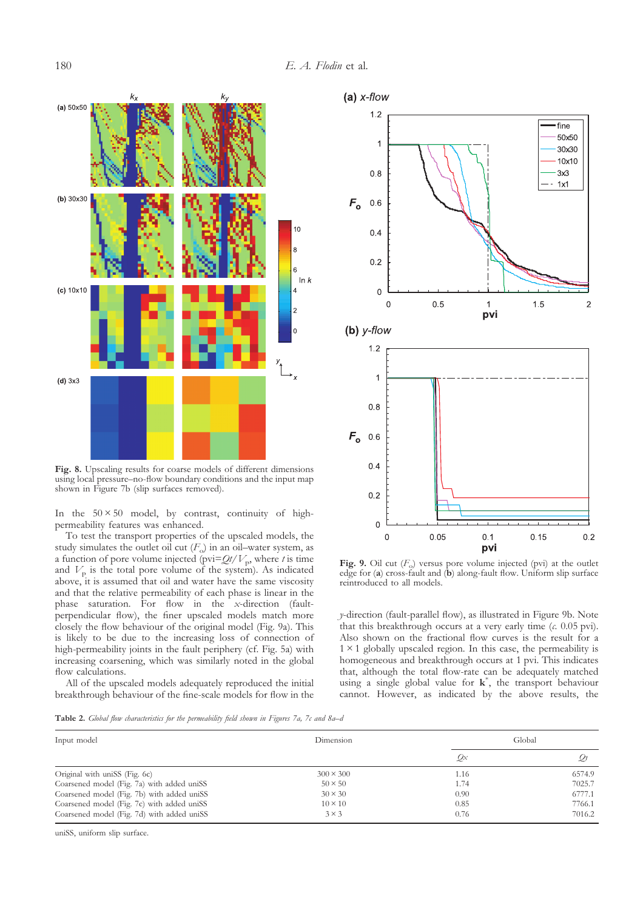**Fig. 8.** Upscaling results for coarse models of different dimensions using local pressure–no-flow boundary conditions and the input map shown in Figure 7b (slip surfaces removed).

In the 50 × 50 model, by contrast, continuity of high-permeability features was enhanced.

To test the transport properties of the upscaled models, the study simulates the outlet oil cut ($F_o$) in an oil–water system, as a function of pore volume injected (pvi=$Qt/V_p$, where $t$ is time and $V_p$ is the total pore volume of the system). As indicated above, it is assumed that oil and water have the same viscosity and that the relative permeability of each phase is linear in the phase saturation. For flow in the $x$-direction (fault-perpendicular flow), the finer upscaled models match more closely the flow behaviour of the original model (Fig. 9a). This is likely to be due to the increasing loss of connection of high-permeability joints in the fault periphery (cf. Fig. 5a) with increasing coarsening, which was similarly noted in the global flow calculations.

All of the upscaled models adequately reproduced the initial breakthrough behaviour of the fine-scale models for flow in the $y$-direction (fault-parallel flow), as illustrated in Figure 9b. Note that this breakthrough occurs at a very early time (*c.* 0.05 pvi). Also shown on the fractional flow curves is the result for a 1 × 1 globally upscaled region. In this case, the permeability is homogeneous and breakthrough occurs at 1 pvi. This indicates that, although the total flow-rate can be adequately matched using a single global value for $\mathbf{k}^*$, the transport behaviour cannot. However, as indicated by the above results, the

**Fig. 9.** Oil cut ($F_o$) versus pore volume injected (pvi) at the outlet edge for (**a**) cross-fault and (**b**) along-fault flow. Uniform slip surface reintroduced to all models.

**Table 2.** *Global flow characteristics for the permeability field shown in Figures 7a, 7c and 8a–d*

| Input model | Dimension | Global | |
|---|---|---|---|
| | | $Q_x$ | $Q_y$ |
| Original with uniSS (Fig. 6c) | 300 × 300 | 1.16 | 6574.9 |
| Coarsened model (Fig. 7a) with added uniSS | 50 × 50 | 1.74 | 7025.7 |
| Coarsened model (Fig. 7b) with added uniSS | 30 × 30 | 0.90 | 6777.1 |
| Coarsened model (Fig. 7c) with added uniSS | 10 × 10 | 0.85 | 7766.1 |
| Coarsened model (Fig. 7d) with added uniSS | 3 × 3 | 0.76 | 7016.2 |

uniSS, uniform slip surface.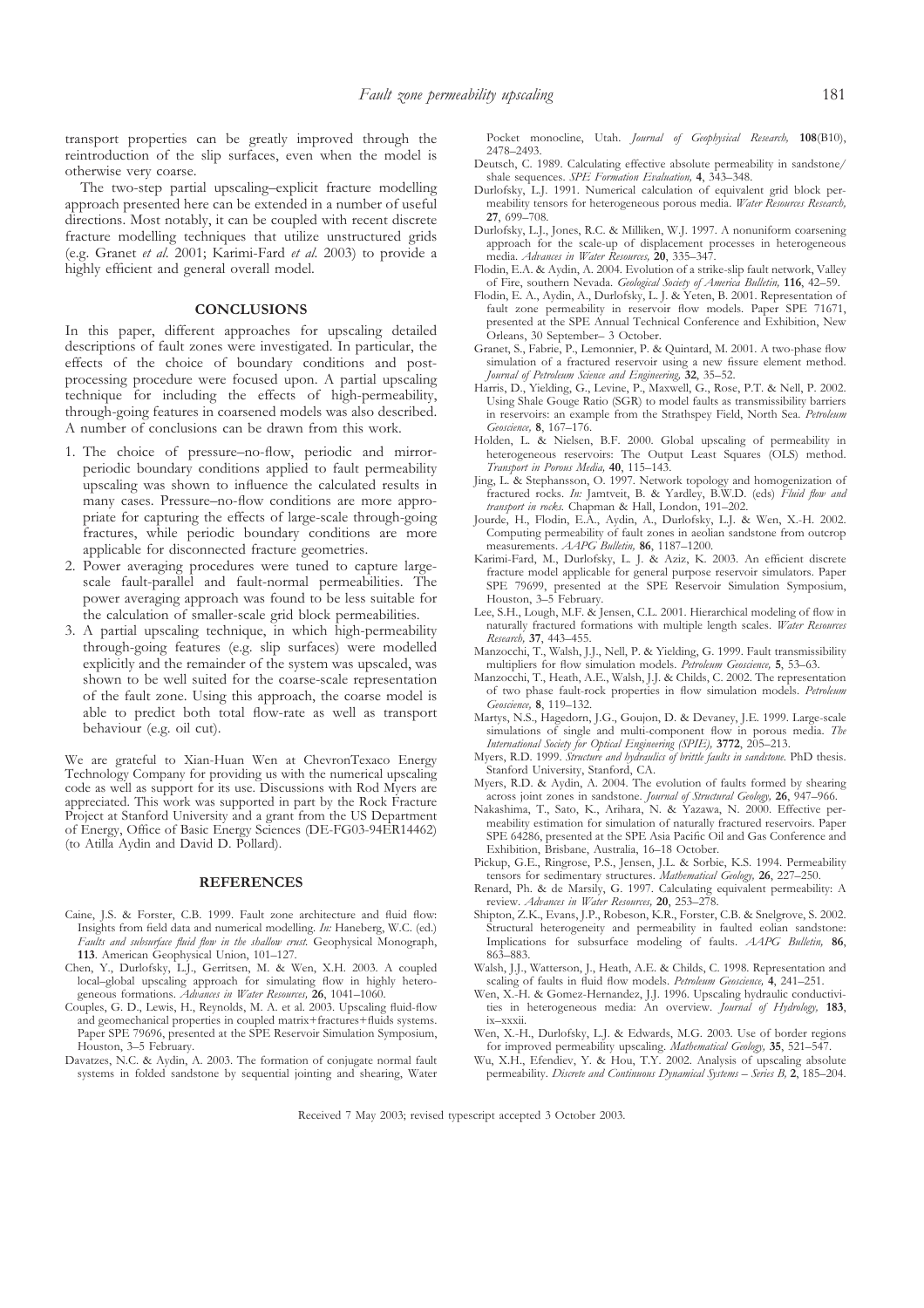transport properties can be greatly improved through the reintroduction of the slip surfaces, even when the model is otherwise very coarse.

The two-step partial upscaling–explicit fracture modelling approach presented here can be extended in a number of useful directions. Most notably, it can be coupled with recent discrete fracture modelling techniques that utilize unstructured grids (e.g. Granet *et al.* 2001; Karimi-Fard *et al.* 2003) to provide a highly efficient and general overall model.

## CONCLUSIONS

In this paper, different approaches for upscaling detailed descriptions of fault zones were investigated. In particular, the effects of the choice of boundary conditions and post-processing procedure were focused upon. A partial upscaling technique for including the effects of high-permeability, through-going features in coarsened models was also described. A number of conclusions can be drawn from this work.

1. The choice of pressure–no-flow, periodic and mirror-periodic boundary conditions applied to fault permeability upscaling was shown to influence the calculated results in many cases. Pressure–no-flow conditions are more appropriate for capturing the effects of large-scale through-going fractures, while periodic boundary conditions are more applicable for disconnected fracture geometries.
2. Power averaging procedures were tuned to capture large-scale fault-parallel and fault-normal permeabilities. The power averaging approach was found to be less suitable for the calculation of smaller-scale grid block permeabilities.
3. A partial upscaling technique, in which high-permeability through-going features (e.g. slip surfaces) were modelled explicitly and the remainder of the system was upscaled, was shown to be well suited for the coarse-scale representation of the fault zone. Using this approach, the coarse model is able to predict both total flow-rate as well as transport behaviour (e.g. oil cut).

We are grateful to Xian-Huan Wen at ChevronTexaco Energy Technology Company for providing us with the numerical upscaling code as well as support for its use. Discussions with Rod Myers are appreciated. This work was supported in part by the Rock Fracture Project at Stanford University and a grant from the US Department of Energy, Office of Basic Energy Sciences (DE-FG03-94ER14462) (to Atilla Aydin and David D. Pollard).

## REFERENCES

Caine, J.S. & Forster, C.B. 1999. Fault zone architecture and fluid flow: Insights from field data and numerical modelling. *In:* Haneberg, W.C. (ed.) *Faults and subsurface fluid flow in the shallow crust.* Geophysical Monograph, **113**. American Geophysical Union, 101–127.

Chen, Y., Durlofsky, L.J., Gerritsen, M. & Wen, X.H. 2003. A coupled local–global upscaling approach for simulating flow in highly heterogeneous formations. *Advances in Water Resources,* **26**, 1041–1060.

Couples, G. D., Lewis, H., Reynolds, M. A. et al. 2003. Upscaling fluid-flow and geomechanical properties in coupled matrix+fractures+fluids systems. Paper SPE 79696, presented at the SPE Reservoir Simulation Symposium, Houston, 3–5 February.

Davatzes, N.C. & Aydin, A. 2003. The formation of conjugate normal fault systems in folded sandstone by sequential jointing and shearing, Water Pocket monocline, Utah. *Journal of Geophysical Research,* **108**(B10), 2478–2493.

Deutsch, C. 1989. Calculating effective absolute permeability in sandstone/shale sequences. *SPE Formation Evaluation,* **4**, 343–348.

Durlofsky, L.J. 1991. Numerical calculation of equivalent grid block permeability tensors for heterogeneous porous media. *Water Resources Research,* **27**, 699–708.

Durlofsky, L.J., Jones, R.C. & Milliken, W.J. 1997. A nonuniform coarsening approach for the scale-up of displacement processes in heterogeneous media. *Advances in Water Resources,* **20**, 335–347.

Flodin, E.A. & Aydin, A. 2004. Evolution of a strike-slip fault network, Valley of Fire, southern Nevada. *Geological Society of America Bulletin,* **116**, 42–59.

Flodin, E. A., Aydin, A., Durlofsky, L. J. & Yeten, B. 2001. Representation of fault zone permeability in reservoir flow models. Paper SPE 71671, presented at the SPE Annual Technical Conference and Exhibition, New Orleans, 30 September– 3 October.

Granet, S., Fabrie, P., Lemonnier, P. & Quintard, M. 2001. A two-phase flow simulation of a fractured reservoir using a new fissure element method. *Journal of Petroleum Science and Engineering,* **32**, 35–52.

Harris, D., Yielding, G., Levine, P., Maxwell, G., Rose, P.T. & Nell, P. 2002. Using Shale Gouge Ratio (SGR) to model faults as transmissibility barriers in reservoirs: an example from the Strathspey Field, North Sea. *Petroleum Geoscience,* **8**, 167–176.

Holden, L. & Nielsen, B.F. 2000. Global upscaling of permeability in heterogeneous reservoirs: The Output Least Squares (OLS) method. *Transport in Porous Media,* **40**, 115–143.

Jing, L. & Stephansson, O. 1997. Network topology and homogenization of fractured rocks. *In:* Jamtveit, B. & Yardley, B.W.D. (eds) *Fluid flow and transport in rocks.* Chapman & Hall, London, 191–202.

Jourde, H., Flodin, E.A., Aydin, A., Durlofsky, L.J. & Wen, X.-H. 2002. Computing permeability of fault zones in aeolian sandstone from outcrop measurements. *AAPG Bulletin,* **86**, 1187–1200.

Karimi-Fard, M., Durlofsky, L. J. & Aziz, K. 2003. An efficient discrete fracture model applicable for general purpose reservoir simulators. Paper SPE 79699, presented at the SPE Reservoir Simulation Symposium, Houston, 3–5 February.

Lee, S.H., Lough, M.F. & Jensen, C.L. 2001. Hierarchical modeling of flow in naturally fractured formations with multiple length scales. *Water Resources Research,* **37**, 443–455.

Manzocchi, T., Walsh, J.J., Nell, P. & Yielding, G. 1999. Fault transmissibility multipliers for flow simulation models. *Petroleum Geoscience,* **5**, 53–63.

Manzocchi, T., Heath, A.E., Walsh, J.J. & Childs, C. 2002. The representation of two phase fault-rock properties in flow simulation models. *Petroleum Geoscience,* **8**, 119–132.

Martys, N.S., Hagedorn, J.G., Goujon, D. & Devaney, J.E. 1999. Large-scale simulations of single and multi-component flow in porous media. *The International Society for Optical Engineering (SPIE),* **3772**, 205–213.

Myers, R.D. 1999. *Structure and hydraulics of brittle faults in sandstone.* PhD thesis. Stanford University, Stanford, CA.

Myers, R.D. & Aydin, A. 2004. The evolution of faults formed by shearing across joint zones in sandstone. *Journal of Structural Geology,* **26**, 947–966.

Nakashima, T., Sato, K., Arihara, N. & Yazawa, N. 2000. Effective permeability estimation for simulation of naturally fractured reservoirs. Paper SPE 64286, presented at the SPE Asia Pacific Oil and Gas Conference and Exhibition, Brisbane, Australia, 16–18 October.

Pickup, G.E., Ringrose, P.S., Jensen, J.L. & Sorbie, K.S. 1994. Permeability tensors for sedimentary structures. *Mathematical Geology,* **26**, 227–250.

Renard, Ph. & de Marsily, G. 1997. Calculating equivalent permeability: A review. *Advances in Water Resources,* **20**, 253–278.

Shipton, Z.K., Evans, J.P., Robeson, K.R., Forster, C.B. & Snelgrove, S. 2002. Structural heterogeneity and permeability in faulted eolian sandstone: Implications for subsurface modeling of faults. *AAPG Bulletin,* **86**, 863–883.

Walsh, J.J., Watterson, J., Heath, A.E. & Childs, C. 1998. Representation and scaling of faults in fluid flow models. *Petroleum Geoscience,* **4**, 241–251.

Wen, X.-H. & Gomez-Hernandez, J.J. 1996. Upscaling hydraulic conductivities in heterogeneous media: An overview. *Journal of Hydrology,* **183**, ix–xxxii.

Wen, X.-H., Durlofsky, L.J. & Edwards, M.G. 2003. Use of border regions for improved permeability upscaling. *Mathematical Geology,* **35**, 521–547.

Wu, X.H., Efendiev, Y. & Hou, T.Y. 2002. Analysis of upscaling absolute permeability. *Discrete and Continuous Dynamical Systems – Series B,* **2**, 185–204.

Received 7 May 2003; revised typescript accepted 3 October 2003.